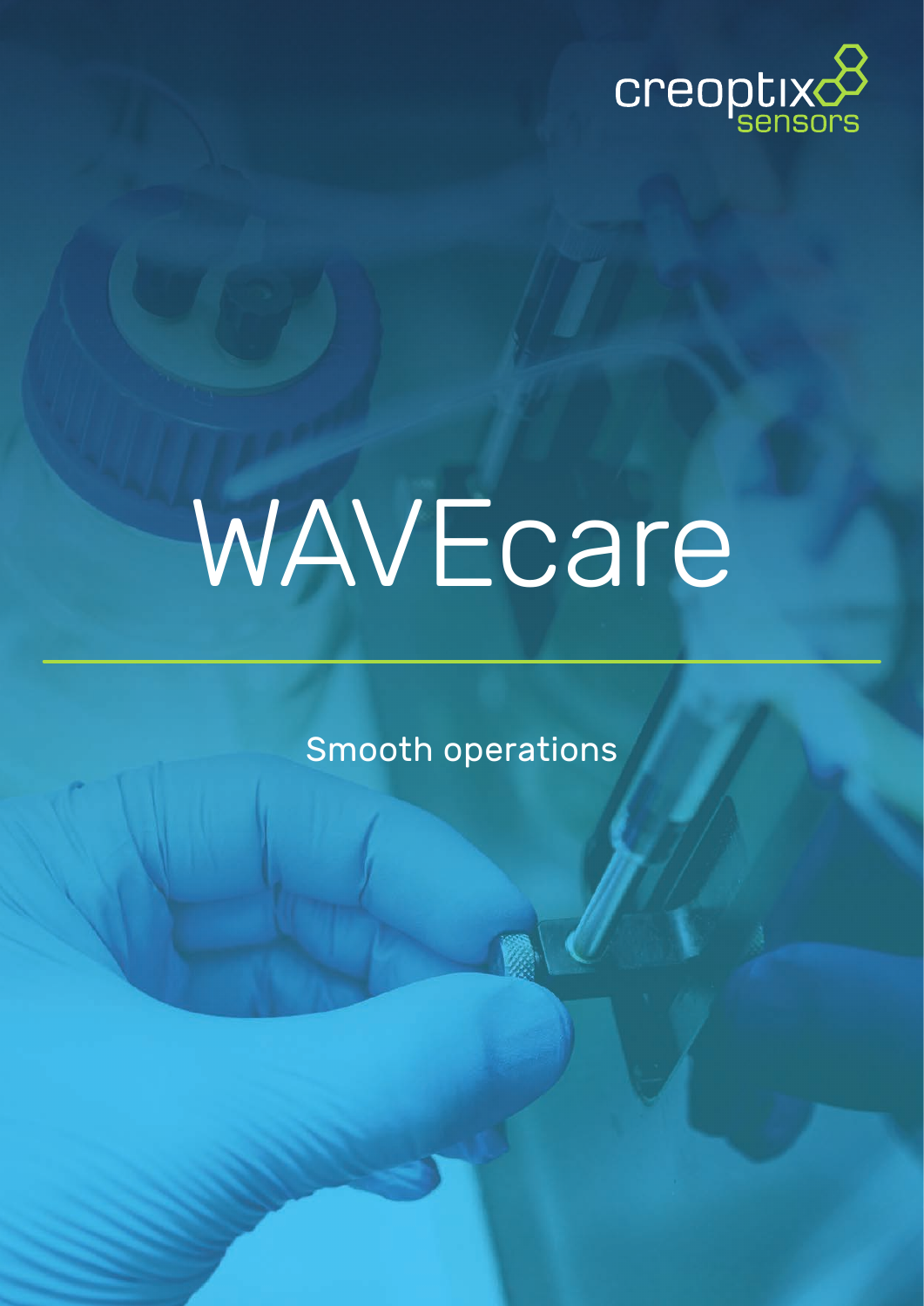creoptix sensors

# WAVEcare

Smooth operations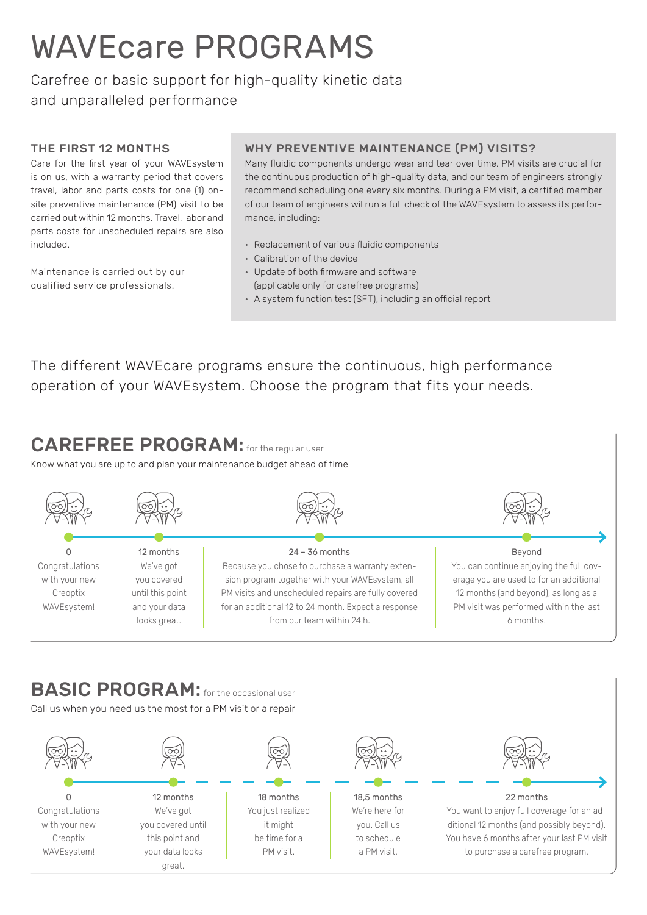# WAVEcare PROGRAMS

Carefree or basic support for high-quality kinetic data and unparalleled performance

## THE FIRST 12 MONTHS

Care for the first year of your WAVEsystem is on us, with a warranty period that covers travel, labor and parts costs for one (1) on-site preventive maintenance (PM) visit to be carried out within 12 months. Travel, labor and parts costs for unscheduled repairs are also included.

Maintenance is carried out by our qualified service professionals.

## WHY PREVENTIVE MAINTENANCE (PM) VISITS?

Many fluidic components undergo wear and tear over time. PM visits are crucial for the continuous production of high-quality data, and our team of engineers strongly recommend scheduling one every six months. During a PM visit, a certified member of our team of engineers wil run a full check of the WAVEsystem to assess its performance, including:

- Replacement of various fluidic components
- Calibration of the device
- Update of both firmware and software (applicable only for carefree programs)
- A system function test (SFT), including an official report

The different WAVEcare programs ensure the continuous, high performance operation of your WAVEsystem. Choose the program that fits your needs.

## CAREFREE PROGRAM: for the regular user

Know what you are up to and plan your maintenance budget ahead of time

**0**
Congratulations with your new Creoptix WAVEsystem!

**12 months**
We've got you covered until this point and your data looks great.

**24 – 36 months**
Because you chose to purchase a warranty extension program together with your WAVEsystem, all PM visits and unscheduled repairs are fully covered for an additional 12 to 24 month. Expect a response from our team within 24 h.

**Beyond**
You can continue enjoying the full coverage you are used to for an additional 12 months (and beyond), as long as a PM visit was performed within the last 6 months.

## BASIC PROGRAM: for the occasional user

Call us when you need us the most for a PM visit or a repair

**0**
Congratulations with your new Creoptix WAVEsystem!

**12 months**
We've got you covered until this point and your data looks great.

**18 months**
You just realized it might be time for a PM visit.

**18,5 months**
We're here for you. Call us to schedule a PM visit.

**22 months**
You want to enjoy full coverage for an additional 12 months (and possibly beyond). You have 6 months after your last PM visit to purchase a carefree program.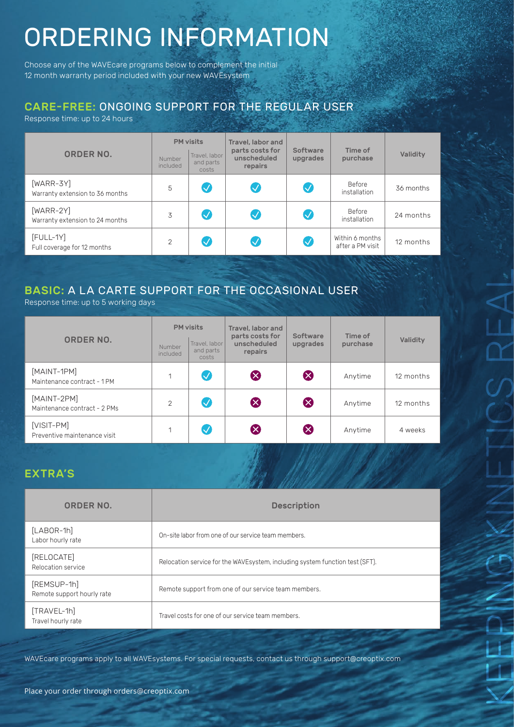# ORDERING INFORMATION

Choose any of the WAVEcare programs below to complement the initial 12 month warranty period included with your new WAVEsystem

## CARE-FREE: ONGOING SUPPORT FOR THE REGULAR USER

Response time: up to 24 hours

| ORDER NO. | PM visits | | Travel, labor and parts costs for unscheduled repairs | Software upgrades | Time of purchase | Validity |
|---|---|---|---|---|---|---|
| | Number included | Travel, labor and parts costs | | | | |
| [WARR-3Y] Warranty extension to 36 months | 5 | ✓ | ✓ | ✓ | Before installation | 36 months |
| [WARR-2Y] Warranty extension to 24 months | 3 | ✓ | ✓ | ✓ | Before installation | 24 months |
| [FULL-1Y] Full coverage for 12 months | 2 | ✓ | ✓ | ✓ | Within 6 months after a PM visit | 12 months |

## BASIC: A LA CARTE SUPPORT FOR THE OCCASIONAL USER

Response time: up to 5 working days

| ORDER NO. | PM visits | | Travel, labor and parts costs for unscheduled repairs | Software upgrades | Time of purchase | Validity |
|---|---|---|---|---|---|---|
| | Number included | Travel, labor and parts costs | | | | |
| [MAINT-1PM] Maintenance contract - 1 PM | 1 | ✓ | ✗ | ✗ | Anytime | 12 months |
| [MAINT-2PM] Maintenance contract - 2 PMs | 2 | ✓ | ✗ | ✗ | Anytime | 12 months |
| [VISIT-PM] Preventive maintenance visit | 1 | ✓ | ✗ | ✗ | Anytime | 4 weeks |

## EXTRA'S

| ORDER NO. | Description |
|---|---|
| [LABOR-1h] Labor hourly rate | On-site labor from one of our service team members. |
| [RELOCATE] Relocation service | Relocation service for the WAVEsystem, including system function test (SFT). |
| [REMSUP-1h] Remote support hourly rate | Remote support from one of our service team members. |
| [TRAVEL-1h] Travel hourly rate | Travel costs for one of our service team members. |

WAVEcare programs apply to all WAVEsystems. For special requests, contact us through support@creoptix.com

Place your order through orders@creoptix.com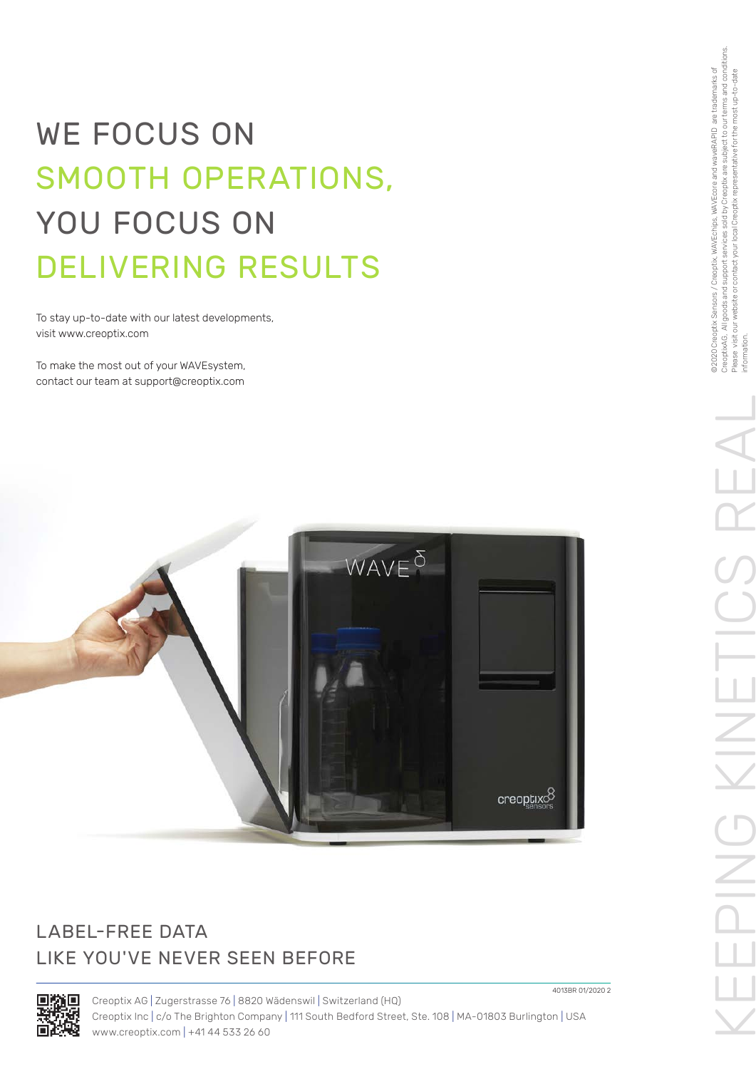# WE FOCUS ON SMOOTH OPERATIONS, YOU FOCUS ON DELIVERING RESULTS

To stay up-to-date with our latest developments, visit www.creoptix.com

To make the most out of your WAVEsystem, contact our team at support@creoptix.com

## LABEL-FREE DATA LIKE YOU'VE NEVER SEEN BEFORE

4013BR 01/2020 2

Creoptix AG | Zugerstrasse 76 | 8820 Wädenswil | Switzerland (HQ)
Creoptix Inc | c/o The Brighton Company | 111 South Bedford Street, Ste. 108 | MA-01803 Burlington | USA
www.creoptix.com | +41 44 533 26 60

©2020 Creoptix Sensors / Creoptix, WAVEchips, WAVEcore and waveRAPID are trademarks of CreoptixAG. All goods and support services sold by Creoptix are subject to our terms and conditions. Please visit our website or contact your local Creoptix representative for the most up-to-date information.

KEEPING KINETICS REAL